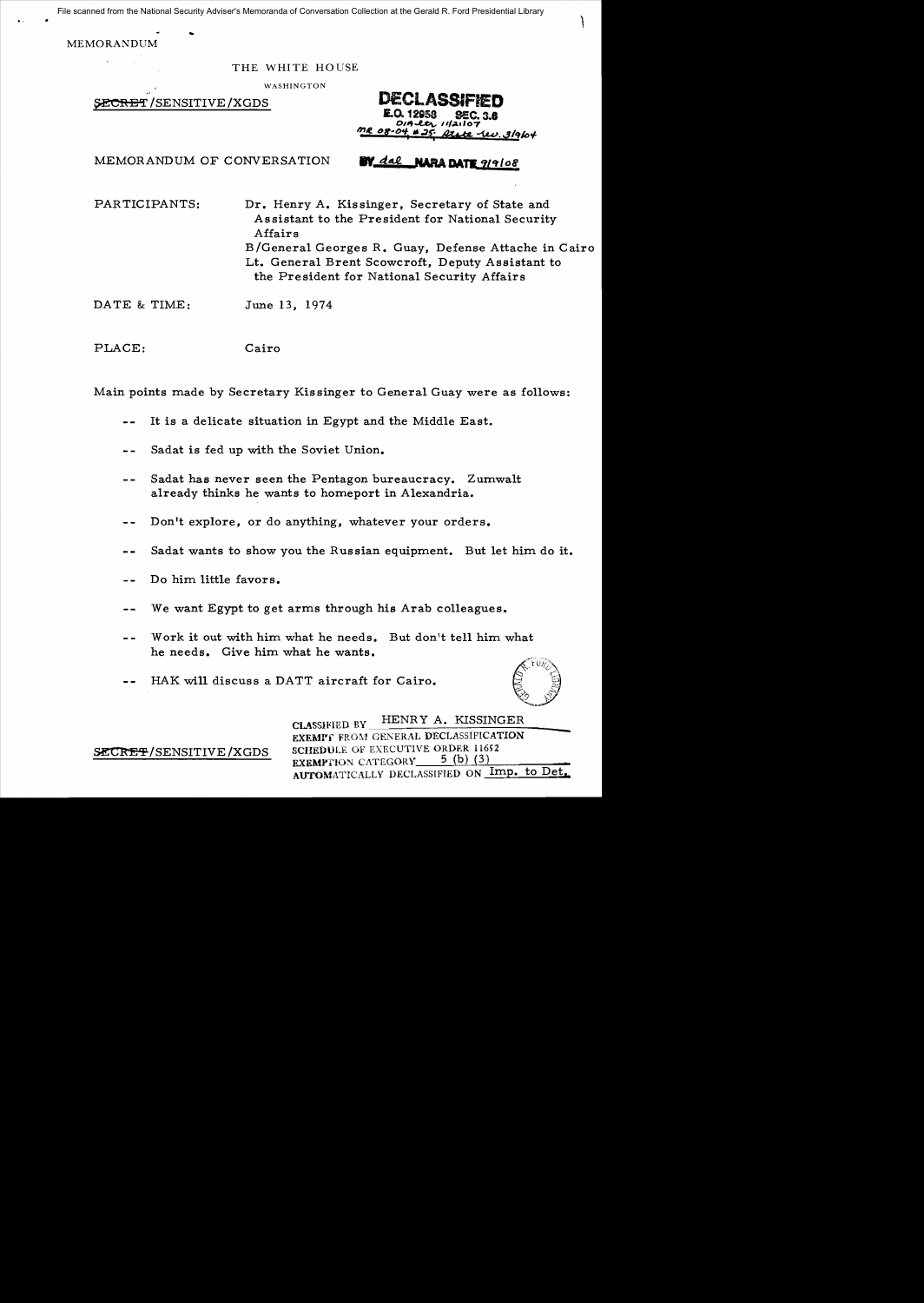File scanned from the National Security Adviser's Memoranda of Conversation Collection at the Gerald R. Ford Presidential Library

MEMORANDUM

THE WHITE HOUSE

WASHINGTON

~~SECRET~~/SENSITIVE/XGDS

**DECLASSIFIED**
E.O. 12958 SEC. 3.6
DIA ltr 11/21/07
MR 08-04 #25; State ltr. 3/9/04
BY dal NARA DATE 9/9/08

MEMORANDUM OF CONVERSATION

PARTICIPANTS: Dr. Henry A. Kissinger, Secretary of State and Assistant to the President for National Security Affairs
B/General Georges R. Guay, Defense Attache in Cairo
Lt. General Brent Scowcroft, Deputy Assistant to the President for National Security Affairs

DATE & TIME: June 13, 1974

PLACE: Cairo

Main points made by Secretary Kissinger to General Guay were as follows:

-- It is a delicate situation in Egypt and the Middle East.

-- Sadat is fed up with the Soviet Union.

-- Sadat has never seen the Pentagon bureaucracy. Zumwalt already thinks he wants to homeport in Alexandria.

-- Don't explore, or do anything, whatever your orders.

-- Sadat wants to show you the Russian equipment. But let him do it.

-- Do him little favors.

-- We want Egypt to get arms through his Arab colleagues.

-- Work it out with him what he needs. But don't tell him what he needs. Give him what he wants.

-- HAK will discuss a DATT aircraft for Cairo.

CLASSIFIED BY HENRY A. KISSINGER
EXEMPT FROM GENERAL DECLASSIFICATION
SCHEDULE OF EXECUTIVE ORDER 11652
EXEMPTION CATEGORY 5 (b) (3)
AUTOMATICALLY DECLASSIFIED ON Imp. to Det.

~~SECRET~~/SENSITIVE/XGDS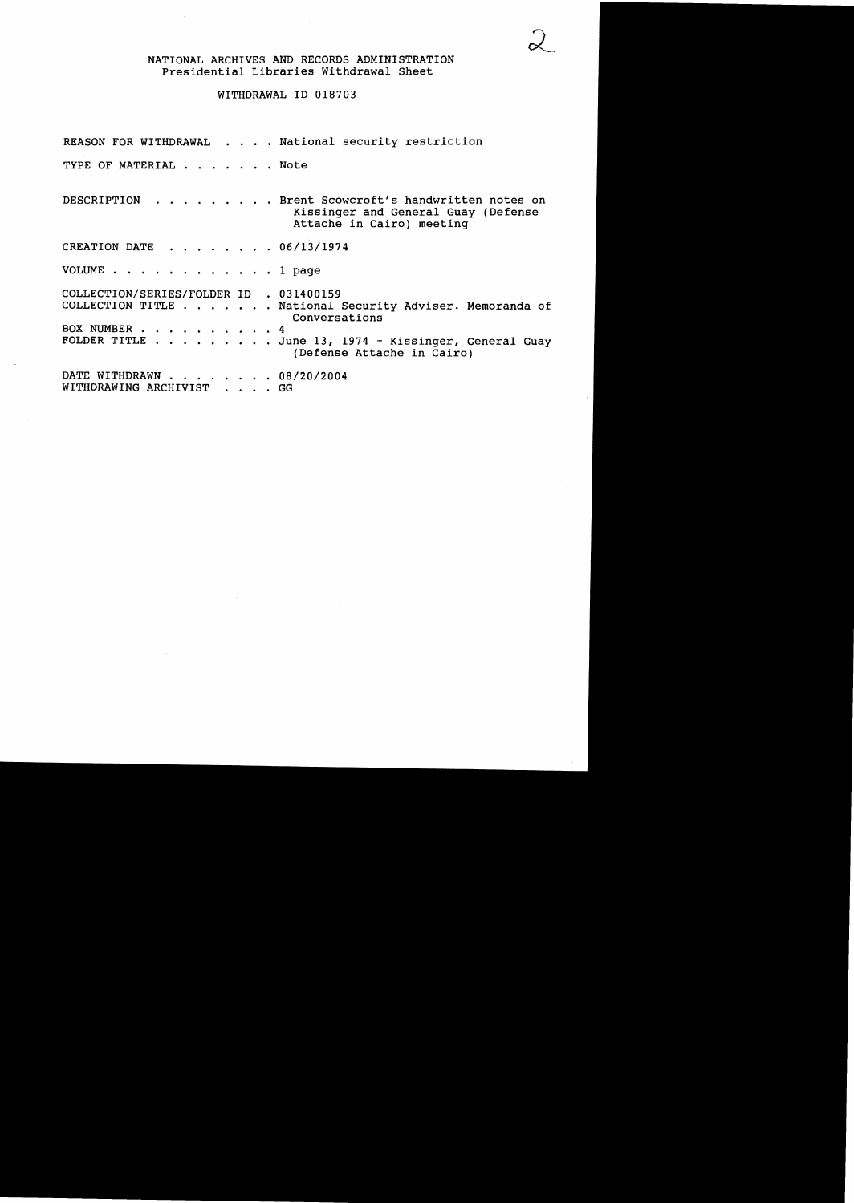NATIONAL ARCHIVES AND RECORDS ADMINISTRATION
Presidential Libraries Withdrawal Sheet

WITHDRAWAL ID 018703

| | |
|---|---|
| REASON FOR WITHDRAWAL . . . . | National security restriction |
| TYPE OF MATERIAL . . . . . . . | Note |
| DESCRIPTION . . . . . . . . . | Brent Scowcroft's handwritten notes on Kissinger and General Guay (Defense Attache in Cairo) meeting |
| CREATION DATE . . . . . . . . | 06/13/1974 |
| VOLUME . . . . . . . . . . . . | 1 page |
| COLLECTION/SERIES/FOLDER ID . | 031400159 |
| COLLECTION TITLE . . . . . . . | National Security Adviser. Memoranda of Conversations |
| BOX NUMBER . . . . . . . . . . | 4 |
| FOLDER TITLE . . . . . . . . . | June 13, 1974 - Kissinger, General Guay (Defense Attache in Cairo) |
| DATE WITHDRAWN . . . . . . . . | 08/20/2004 |
| WITHDRAWING ARCHIVIST . . . . | GG |